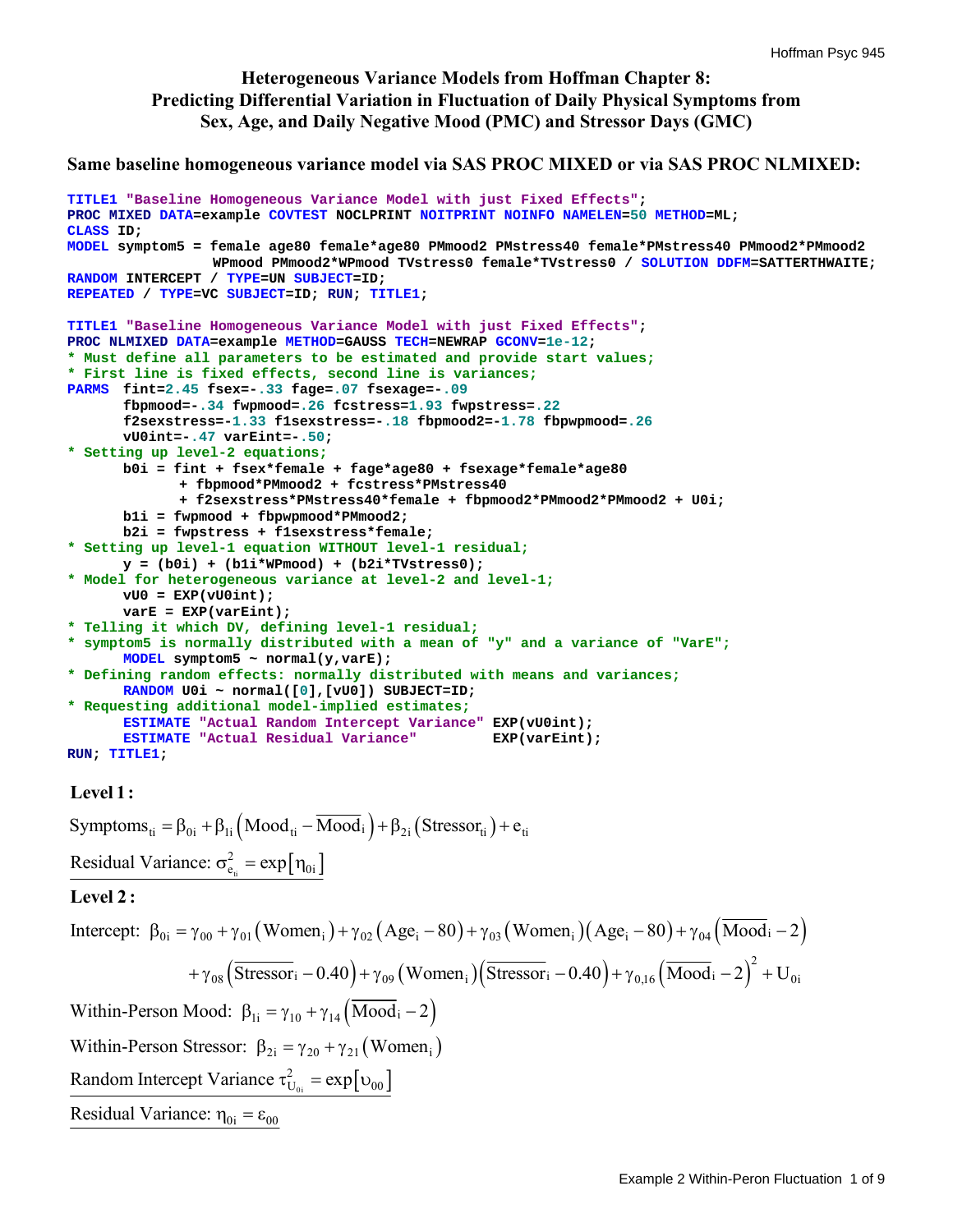# Heterogeneous Variance Models from Hoffman Chapter 8: Predicting Differential Variation in Fluctuation of Daily Physical Symptoms from Sex, Age, and Daily Negative Mood (PMC) and Stressor Days (GMC)

## Same baseline homogeneous variance model via SAS PROC MIXED or via SAS PROC NLMIXED:

```
TITLE1 "Baseline Homogeneous Variance Model with just Fixed Effects";
PROC MIXED DATA=example COVTEST NOCLPRINT NOITPRINT NOINFO NAMELEN=50 METHOD=ML;
CLASS ID;
MODEL symptom5 = female age80 female*age80 PMmood2 PMstress40 female*PMstress40 PMmood2*PMmood2
                 WPmood PMmood2*WPmood TVstress0 female*TVstress0 / SOLUTION DDFM=SATTERTHWAITE;
RANDOM INTERCEPT / TYPE=UN SUBJECT=ID;
REPEATED / TYPE=VC SUBJECT=ID; RUN; TITLE1;

TITLE1 "Baseline Homogeneous Variance Model with just Fixed Effects";
PROC NLMIXED DATA=example METHOD=GAUSS TECH=NEWRAP GCONV=1e-12;
* Must define all parameters to be estimated and provide start values;
* First line is fixed effects, second line is variances;
PARMS  fint=2.45 fsex=-.33 fage=.07 fsexage=-.09
       fbpmood=-.34 fwpmood=.26 fcstress=1.93 fwpstress=.22
       f2sexstress=-1.33 f1sexstress=-.18 fbpmood2=-1.78 fbpwpmood=.26
       vU0int=-.47 varEint=-.50;
* Setting up level-2 equations;
       b0i = fint + fsex*female + fage*age80 + fsexage*female*age80
             + fbpmood*PMmood2 + fcstress*PMstress40
             + f2sexstress*PMstress40*female + fbpmood2*PMmood2*PMmood2 + U0i;
       b1i = fwpmood + fbpwpmood*PMmood2;
       b2i = fwpstress + f1sexstress*female;
* Setting up level-1 equation WITHOUT level-1 residual;
       y = (b0i) + (b1i*WPmood) + (b2i*TVstress0);
* Model for heterogeneous variance at level-2 and level-1;
       vU0 = EXP(vU0int);
       varE = EXP(varEint);
* Telling it which DV, defining level-1 residual;
* symptom5 is normally distributed with a mean of "y" and a variance of "VarE";
       MODEL symptom5 ~ normal(y,varE);
* Defining random effects: normally distributed with means and variances;
       RANDOM U0i ~ normal([0],[vU0]) SUBJECT=ID;
* Requesting additional model-implied estimates;
       ESTIMATE "Actual Random Intercept Variance" EXP(vU0int);
       ESTIMATE "Actual Residual Variance"         EXP(varEint);
RUN; TITLE1;
```

**Level 1 :**

$$\text{Symptoms}_{ti} = \beta_{0i} + \beta_{1i}\left(\text{Mood}_{ti} - \overline{\text{Mood}}_{i}\right) + \beta_{2i}\left(\text{Stressor}_{ti}\right) + e_{ti}$$

$$\text{Residual Variance: } \sigma^2_{e_{ti}} = \exp\left[\eta_{0i}\right]$$

**Level 2 :**

$$\text{Intercept: } \beta_{0i} = \gamma_{00} + \gamma_{01}\left(\text{Women}_i\right) + \gamma_{02}\left(\text{Age}_i - 80\right) + \gamma_{03}\left(\text{Women}_i\right)\left(\text{Age}_i - 80\right) + \gamma_{04}\left(\overline{\text{Mood}}_i - 2\right)$$

$$+ \gamma_{08}\left(\overline{\text{Stressor}}_i - 0.40\right) + \gamma_{09}\left(\text{Women}_i\right)\left(\overline{\text{Stressor}}_i - 0.40\right) + \gamma_{0,16}\left(\overline{\text{Mood}}_i - 2\right)^2 + U_{0i}$$

$$\text{Within-Person Mood: } \beta_{1i} = \gamma_{10} + \gamma_{14}\left(\overline{\text{Mood}}_i - 2\right)$$

$$\text{Within-Person Stressor: } \beta_{2i} = \gamma_{20} + \gamma_{21}\left(\text{Women}_i\right)$$

$$\text{Random Intercept Variance } \tau^2_{U_{0i}} = \exp\left[\upsilon_{00}\right]$$

$$\text{Residual Variance: } \eta_{0i} = \varepsilon_{00}$$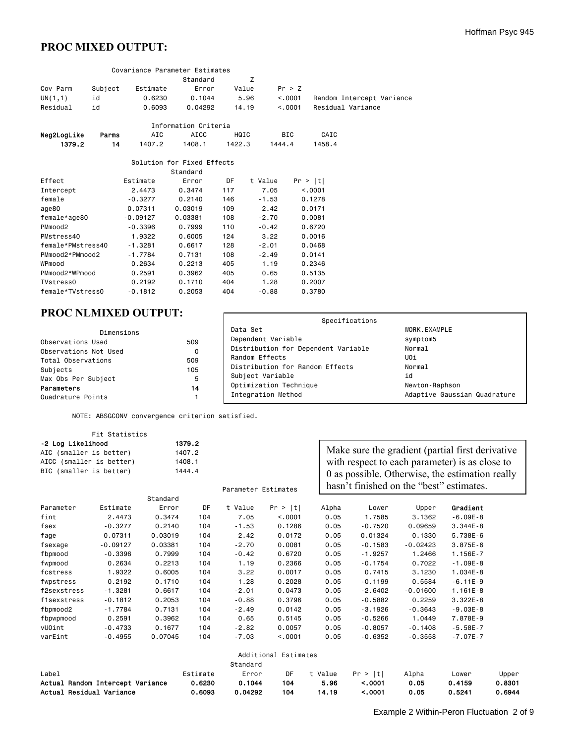## PROC MIXED OUTPUT:

Covariance Parameter Estimates

| Cov Parm | Subject | Estimate | Standard Error | Z Value | Pr > Z | |
|---|---|---|---|---|---|---|
| UN(1,1) | id | 0.6230 | 0.1044 | 5.96 | <.0001 | Random Intercept Variance |
| Residual | id | 0.6093 | 0.04292 | 14.19 | <.0001 | Residual Variance |

Information Criteria

| **Neg2LogLike** | **Parms** | AIC | AICC | HQIC | BIC | CAIC |
|---|---|---|---|---|---|---|
| **1379.2** | **14** | 1407.2 | 1408.1 | 1422.3 | 1444.4 | 1458.4 |

Solution for Fixed Effects

| Effect | Estimate | Standard Error | DF | t Value | Pr > \|t\| |
|---|---|---|---|---|---|
| Intercept | 2.4473 | 0.3474 | 117 | 7.05 | <.0001 |
| female | -0.3277 | 0.2140 | 146 | -1.53 | 0.1278 |
| age80 | 0.07311 | 0.03019 | 109 | 2.42 | 0.0171 |
| female*age80 | -0.09127 | 0.03381 | 108 | -2.70 | 0.0081 |
| PMmood2 | -0.3396 | 0.7999 | 110 | -0.42 | 0.6720 |
| PMstress40 | 1.9322 | 0.6005 | 124 | 3.22 | 0.0016 |
| female*PMstress40 | -1.3281 | 0.6617 | 128 | -2.01 | 0.0468 |
| PMmood2*PMmood2 | -1.7784 | 0.7131 | 108 | -2.49 | 0.0141 |
| WPmood | 0.2634 | 0.2213 | 405 | 1.19 | 0.2346 |
| PMmood2*WPmood | 0.2591 | 0.3962 | 405 | 0.65 | 0.5135 |
| TVstress0 | 0.2192 | 0.1710 | 404 | 1.28 | 0.2007 |
| female*TVstress0 | -0.1812 | 0.2053 | 404 | -0.88 | 0.3780 |

## PROC NLMIXED OUTPUT:

Specifications

| | |
|---|---|
| Data Set | WORK.EXAMPLE |
| Dependent Variable | symptom5 |
| Distribution for Dependent Variable | Normal |
| Random Effects | U0i |
| Distribution for Random Effects | Normal |
| Subject Variable | id |
| Optimization Technique | Newton-Raphson |
| Integration Method | Adaptive Gaussian Quadrature |

Dimensions

| | |
|---|---|
| Observations Used | 509 |
| Observations Not Used | 0 |
| Total Observations | 509 |
| Subjects | 105 |
| Max Obs Per Subject | 5 |
| **Parameters** | **14** |
| Quadrature Points | 1 |

NOTE: ABSGCONV convergence criterion satisfied.

Fit Statistics

| | |
|---|---|
| **-2 Log Likelihood** | **1379.2** |
| AIC (smaller is better) | 1407.2 |
| AICC (smaller is better) | 1408.1 |
| BIC (smaller is better) | 1444.4 |

Make sure the gradient (partial first derivative with respect to each parameter) is as close to 0 as possible. Otherwise, the estimation really hasn't finished on the "best" estimates.

Parameter Estimates

| Parameter | Estimate | Standard Error | DF | t Value | Pr > \|t\| | Alpha | Lower | Upper | **Gradient** |
|---|---|---|---|---|---|---|---|---|---|
| fint | 2.4473 | 0.3474 | 104 | 7.05 | <.0001 | 0.05 | 1.7585 | 3.1362 | -6.09E-8 |
| fsex | -0.3277 | 0.2140 | 104 | -1.53 | 0.1286 | 0.05 | -0.7520 | 0.09659 | 3.344E-8 |
| fage | 0.07311 | 0.03019 | 104 | 2.42 | 0.0172 | 0.05 | 0.01324 | 0.1330 | 5.738E-6 |
| fsexage | -0.09127 | 0.03381 | 104 | -2.70 | 0.0081 | 0.05 | -0.1583 | -0.02423 | 3.875E-6 |
| fbpmood | -0.3396 | 0.7999 | 104 | -0.42 | 0.6720 | 0.05 | -1.9257 | 1.2466 | 1.156E-7 |
| fwpmood | 0.2634 | 0.2213 | 104 | 1.19 | 0.2366 | 0.05 | -0.1754 | 0.7022 | -1.09E-8 |
| fcstress | 1.9322 | 0.6005 | 104 | 3.22 | 0.0017 | 0.05 | 0.7415 | 3.1230 | 1.034E-8 |
| fwpstress | 0.2192 | 0.1710 | 104 | 1.28 | 0.2028 | 0.05 | -0.1199 | 0.5584 | -6.11E-9 |
| f2sexstress | -1.3281 | 0.6617 | 104 | -2.01 | 0.0473 | 0.05 | -2.6402 | -0.01600 | 1.161E-8 |
| f1sexstress | -0.1812 | 0.2053 | 104 | -0.88 | 0.3796 | 0.05 | -0.5882 | 0.2259 | 3.322E-8 |
| fbpmood2 | -1.7784 | 0.7131 | 104 | -2.49 | 0.0142 | 0.05 | -3.1926 | -0.3643 | -9.03E-8 |
| fbpwpmood | 0.2591 | 0.3962 | 104 | 0.65 | 0.5145 | 0.05 | -0.5266 | 1.0449 | 7.878E-9 |
| vU0int | -0.4733 | 0.1677 | 104 | -2.82 | 0.0057 | 0.05 | -0.8057 | -0.1408 | -5.58E-7 |
| varEint | -0.4955 | 0.07045 | 104 | -7.03 | <.0001 | 0.05 | -0.6352 | -0.3558 | -7.07E-7 |

Additional Estimates

| Label | Estimate | Standard Error | DF | t Value | Pr > \|t\| | Alpha | Lower | Upper |
|---|---|---|---|---|---|---|---|---|
| **Actual Random Intercept Variance** | **0.6230** | **0.1044** | **104** | **5.96** | **<.0001** | **0.05** | **0.4159** | **0.8301** |
| **Actual Residual Variance** | **0.6093** | **0.04292** | **104** | **14.19** | **<.0001** | **0.05** | **0.5241** | **0.6944** |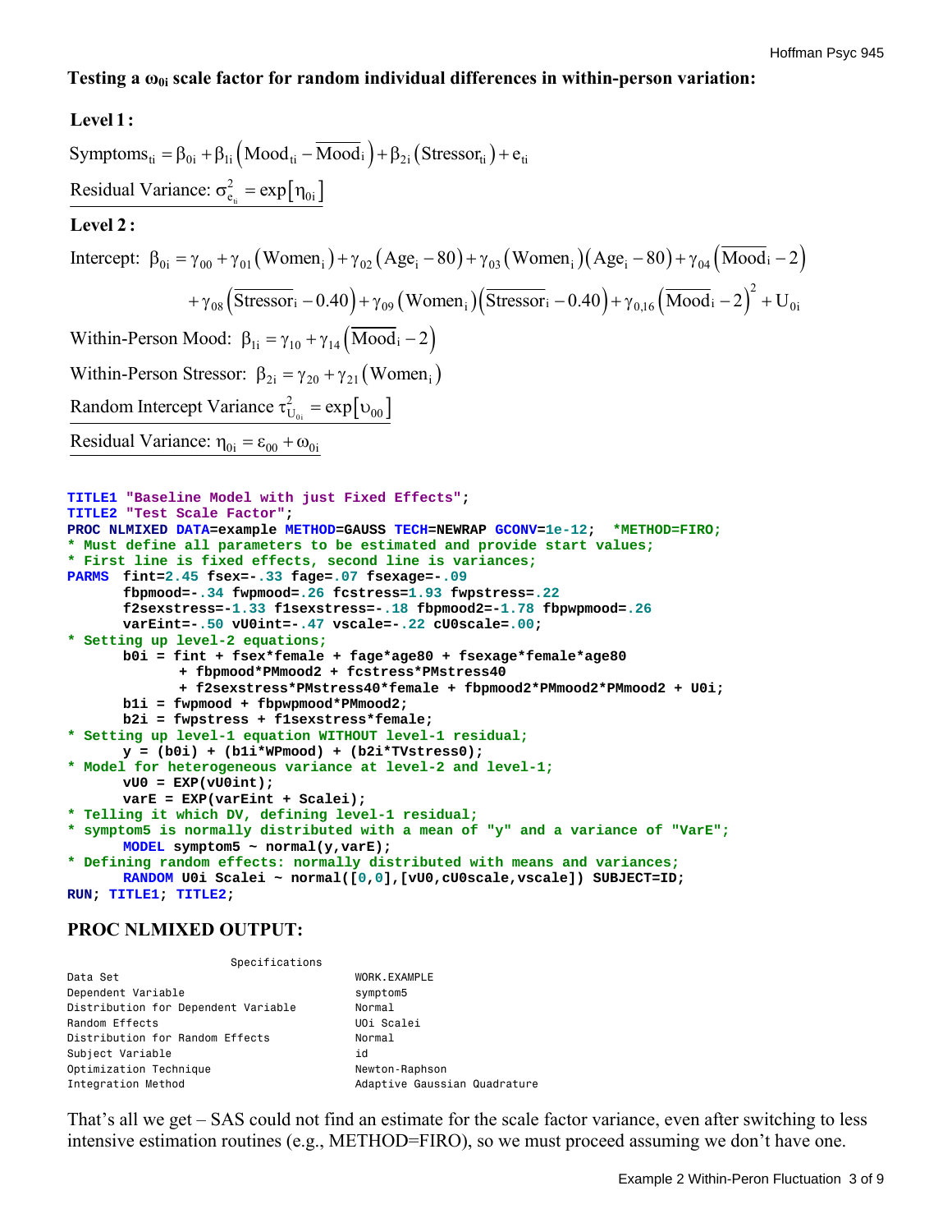**Testing a $\omega_{0i}$ scale factor for random individual differences in within-person variation:**

**Level 1 :**

$$\text{Symptoms}_{ti} = \beta_{0i} + \beta_{1i}\left(\text{Mood}_{ti} - \overline{\text{Mood}}_i\right) + \beta_{2i}\left(\text{Stressor}_{ti}\right) + e_{ti}$$

$$\text{Residual Variance: } \sigma^2_{e_{ti}} = \exp\left[\eta_{0i}\right]$$

**Level 2 :**

$$\text{Intercept: } \beta_{0i} = \gamma_{00} + \gamma_{01}\left(\text{Women}_i\right) + \gamma_{02}\left(\text{Age}_i - 80\right) + \gamma_{03}\left(\text{Women}_i\right)\left(\text{Age}_i - 80\right) + \gamma_{04}\left(\overline{\text{Mood}}_i - 2\right)$$

$$+ \gamma_{08}\left(\overline{\text{Stressor}}_i - 0.40\right) + \gamma_{09}\left(\text{Women}_i\right)\left(\overline{\text{Stressor}}_i - 0.40\right) + \gamma_{0,16}\left(\overline{\text{Mood}}_i - 2\right)^2 + U_{0i}$$

$$\text{Within-Person Mood: } \beta_{1i} = \gamma_{10} + \gamma_{14}\left(\overline{\text{Mood}}_i - 2\right)$$

$$\text{Within-Person Stressor: } \beta_{2i} = \gamma_{20} + \gamma_{21}\left(\text{Women}_i\right)$$

$$\text{Random Intercept Variance } \tau^2_{U_{0i}} = \exp\left[\upsilon_{00}\right]$$

$$\text{Residual Variance: } \eta_{0i} = \varepsilon_{00} + \omega_{0i}$$

```
TITLE1 "Baseline Model with just Fixed Effects";
TITLE2 "Test Scale Factor";
PROC NLMIXED DATA=example METHOD=GAUSS TECH=NEWRAP GCONV=1e-12;  *METHOD=FIRO;
* Must define all parameters to be estimated and provide start values;
* First line is fixed effects, second line is variances;
PARMS  fint=2.45 fsex=-.33 fage=.07 fsexage=-.09
       fbpmood=-.34 fwpmood=.26 fcstress=1.93 fwpstress=.22
       f2sexstress=-1.33 f1sexstress=-.18 fbpmood2=-1.78 fbpwpmood=.26
       varEint=-.50 vU0int=-.47 vscale=-.22 cU0scale=.00;
* Setting up level-2 equations;
       b0i = fint + fsex*female + fage*age80 + fsexage*female*age80
             + fbpmood*PMmood2 + fcstress*PMstress40
             + f2sexstress*PMstress40*female + fbpmood2*PMmood2*PMmood2 + U0i;
       b1i = fwpmood + fbpwpmood*PMmood2;
       b2i = fwpstress + f1sexstress*female;
* Setting up level-1 equation WITHOUT level-1 residual;
       y = (b0i) + (b1i*WPmood) + (b2i*TVstress0);
* Model for heterogeneous variance at level-2 and level-1;
       vU0 = EXP(vU0int);
       varE = EXP(varEint + Scalei);
* Telling it which DV, defining level-1 residual;
* symptom5 is normally distributed with a mean of "y" and a variance of "VarE";
       MODEL symptom5 ~ normal(y,varE);
* Defining random effects: normally distributed with means and variances;
       RANDOM U0i Scalei ~ normal([0,0],[vU0,cU0scale,vscale]) SUBJECT=ID;
RUN; TITLE1; TITLE2;
```

## PROC NLMIXED OUTPUT:

```
                    Specifications
Data Set                                  WORK.EXAMPLE
Dependent Variable                        symptom5
Distribution for Dependent Variable       Normal
Random Effects                            U0i Scalei
Distribution for Random Effects           Normal
Subject Variable                          id
Optimization Technique                    Newton-Raphson
Integration Method                        Adaptive Gaussian Quadrature
```

That's all we get – SAS could not find an estimate for the scale factor variance, even after switching to less intensive estimation routines (e.g., METHOD=FIRO), so we must proceed assuming we don't have one.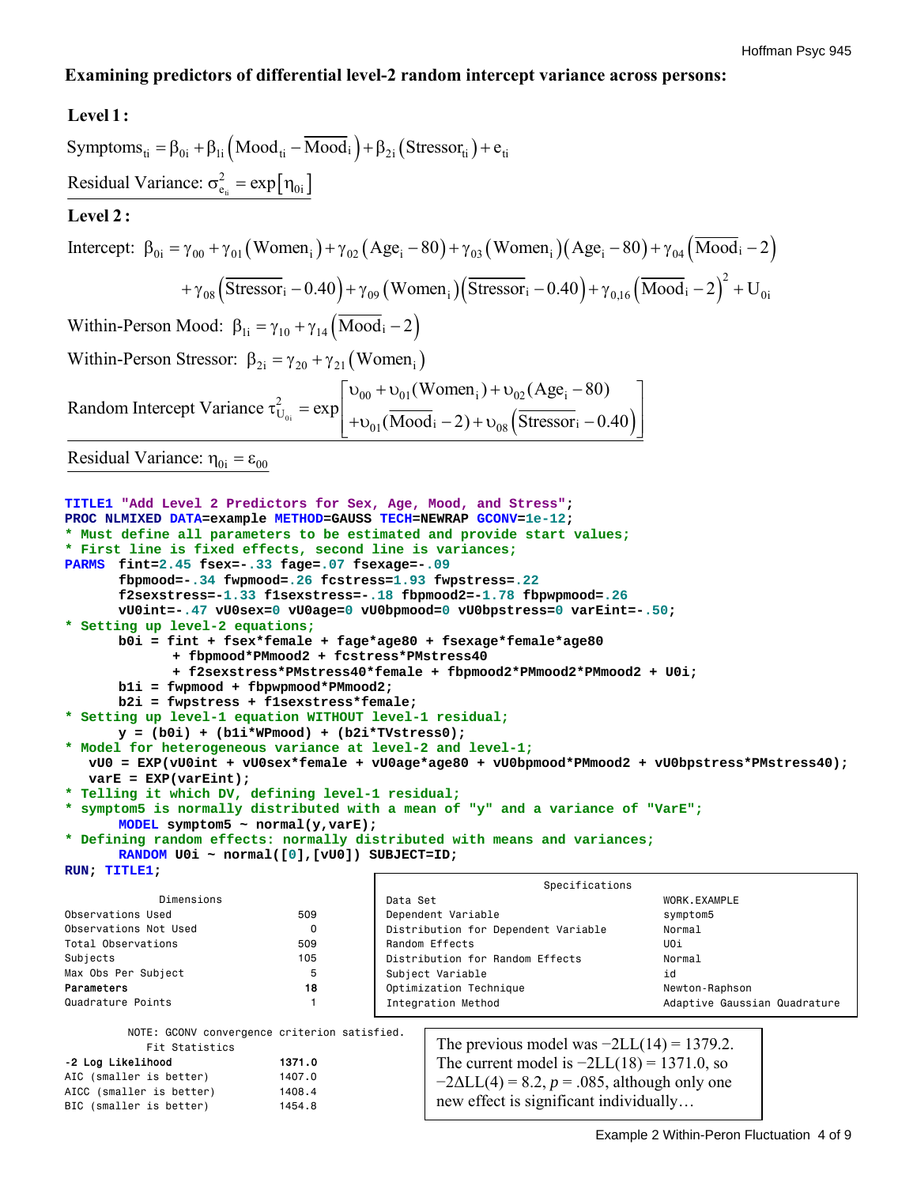**Examining predictors of differential level-2 random intercept variance across persons:**

**Level 1 :**

$$\text{Symptoms}_{ti} = \beta_{0i} + \beta_{1i}\left(\text{Mood}_{ti} - \overline{\text{Mood}}_i\right) + \beta_{2i}\left(\text{Stressor}_{ti}\right) + e_{ti}$$

$$\text{Residual Variance: } \sigma^2_{e_{ti}} = \exp\left[\eta_{0i}\right]$$

**Level 2 :**

$$\text{Intercept: } \beta_{0i} = \gamma_{00} + \gamma_{01}\left(\text{Women}_i\right) + \gamma_{02}\left(\text{Age}_i - 80\right) + \gamma_{03}\left(\text{Women}_i\right)\left(\text{Age}_i - 80\right) + \gamma_{04}\left(\overline{\text{Mood}}_i - 2\right)$$
$$+ \gamma_{08}\left(\overline{\text{Stressor}}_i - 0.40\right) + \gamma_{09}\left(\text{Women}_i\right)\left(\overline{\text{Stressor}}_i - 0.40\right) + \gamma_{0,16}\left(\overline{\text{Mood}}_i - 2\right)^2 + U_{0i}$$

$$\text{Within-Person Mood: } \beta_{1i} = \gamma_{10} + \gamma_{14}\left(\overline{\text{Mood}}_i - 2\right)$$

$$\text{Within-Person Stressor: } \beta_{2i} = \gamma_{20} + \gamma_{21}\left(\text{Women}_i\right)$$

$$\text{Random Intercept Variance } \tau^2_{U_{0i}} = \exp\begin{bmatrix} \upsilon_{00} + \upsilon_{01}(\text{Women}_i) + \upsilon_{02}(\text{Age}_i - 80) \\ + \upsilon_{01}(\overline{\text{Mood}}_i - 2) + \upsilon_{08}\left(\overline{\text{Stressor}}_i - 0.40\right) \end{bmatrix}$$

$$\text{Residual Variance: } \eta_{0i} = \varepsilon_{00}$$

```
TITLE1 "Add Level 2 Predictors for Sex, Age, Mood, and Stress";
PROC NLMIXED DATA=example METHOD=GAUSS TECH=NEWRAP GCONV=1e-12;
* Must define all parameters to be estimated and provide start values;
* First line is fixed effects, second line is variances;
PARMS  fint=2.45 fsex=-.33 fage=.07 fsexage=-.09
       fbpmood=-.34 fwpmood=.26 fcstress=1.93 fwpstress=.22
       f2sexstress=-1.33 f1sexstress=-.18 fbpmood2=-1.78 fbpwpmood=.26
       vU0int=-.47 vU0sex=0 vU0age=0 vU0bpmood=0 vU0bpstress=0 varEint=-.50;
* Setting up level-2 equations;
       b0i = fint + fsex*female + fage*age80 + fsexage*female*age80
             + fbpmood*PMmood2 + fcstress*PMstress40
             + f2sexstress*PMstress40*female + fbpmood2*PMmood2*PMmood2 + U0i;
       b1i = fwpmood + fbpwpmood*PMmood2;
       b2i = fwpstress + f1sexstress*female;
* Setting up level-1 equation WITHOUT level-1 residual;
       y = (b0i) + (b1i*WPmood) + (b2i*TVstress0);
* Model for heterogeneous variance at level-2 and level-1;
    vU0 = EXP(vU0int + vU0sex*female + vU0age*age80 + vU0bpmood*PMmood2 + vU0bpstress*PMstress40);
    varE = EXP(varEint);
* Telling it which DV, defining level-1 residual;
* symptom5 is normally distributed with a mean of "y" and a variance of "VarE";
       MODEL symptom5 ~ normal(y,varE);
* Defining random effects: normally distributed with means and variances;
       RANDOM U0i ~ normal([0],[vU0]) SUBJECT=ID;
RUN; TITLE1;
```

| Specifications | |
|---|---|
| Data Set | WORK.EXAMPLE |
| Dependent Variable | symptom5 |
| Distribution for Dependent Variable | Normal |
| Random Effects | U0i |
| Distribution for Random Effects | Normal |
| Subject Variable | id |
| Optimization Technique | Newton-Raphson |
| Integration Method | Adaptive Gaussian Quadrature |

| Dimensions | |
|---|---|
| Observations Used | 509 |
| Observations Not Used | 0 |
| Total Observations | 509 |
| Subjects | 105 |
| Max Obs Per Subject | 5 |
| **Parameters** | **18** |
| Quadrature Points | 1 |

NOTE: GCONV convergence criterion satisfied.

| Fit Statistics | |
|---|---|
| **-2 Log Likelihood** | **1371.0** |
| AIC (smaller is better) | 1407.0 |
| AICC (smaller is better) | 1408.4 |
| BIC (smaller is better) | 1454.8 |

The previous model was $-2LL(14) = 1379.2$. The current model is $-2LL(18) = 1371.0$, so $-2\Delta LL(4) = 8.2$, $p = .085$, although only one new effect is significant individually…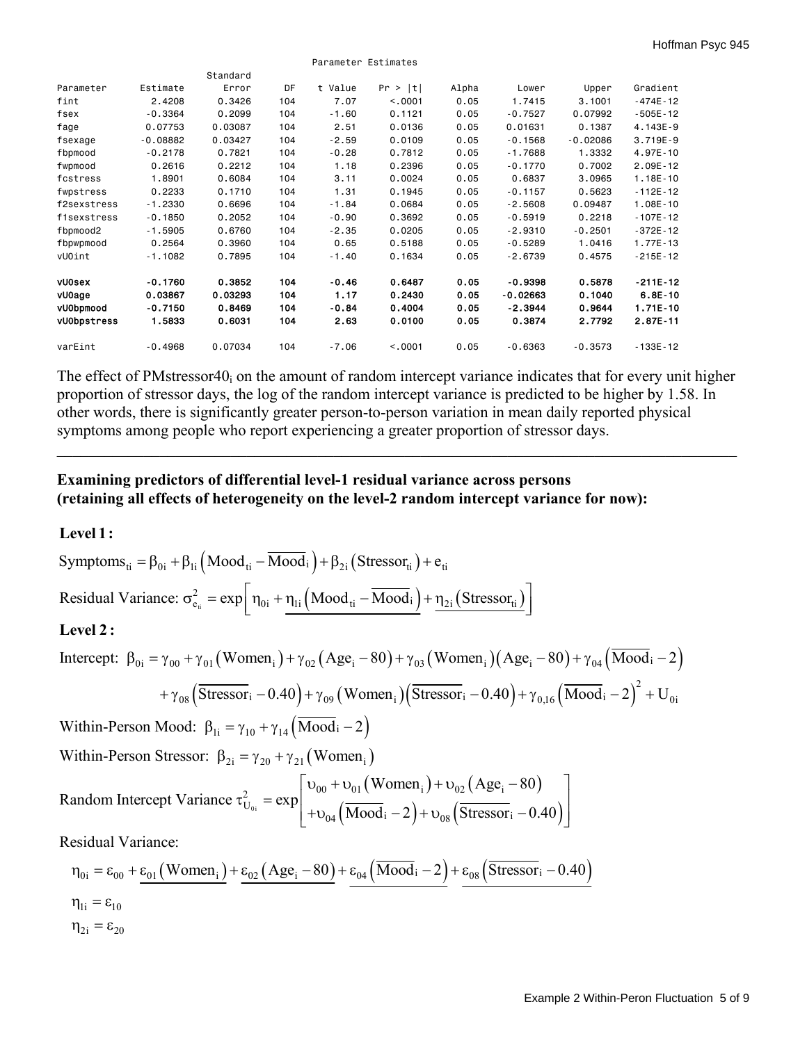Parameter Estimates

| Parameter | Estimate | Standard Error | DF | t Value | Pr > \|t\| | Alpha | Lower | Upper | Gradient |
|---|---|---|---|---|---|---|---|---|---|
| fint | 2.4208 | 0.3426 | 104 | 7.07 | <.0001 | 0.05 | 1.7415 | 3.1001 | -474E-12 |
| fsex | -0.3364 | 0.2099 | 104 | -1.60 | 0.1121 | 0.05 | -0.7527 | 0.07992 | -505E-12 |
| fage | 0.07753 | 0.03087 | 104 | 2.51 | 0.0136 | 0.05 | 0.01631 | 0.1387 | 4.143E-9 |
| fsexage | -0.08882 | 0.03427 | 104 | -2.59 | 0.0109 | 0.05 | -0.1568 | -0.02086 | 3.719E-9 |
| fbpmood | -0.2178 | 0.7821 | 104 | -0.28 | 0.7812 | 0.05 | -1.7688 | 1.3332 | 4.97E-10 |
| fwpmood | 0.2616 | 0.2212 | 104 | 1.18 | 0.2396 | 0.05 | -0.1770 | 0.7002 | 2.09E-12 |
| fcstress | 1.8901 | 0.6084 | 104 | 3.11 | 0.0024 | 0.05 | 0.6837 | 3.0965 | 1.18E-10 |
| fwpstress | 0.2233 | 0.1710 | 104 | 1.31 | 0.1945 | 0.05 | -0.1157 | 0.5623 | -112E-12 |
| f2sexstress | -1.2330 | 0.6696 | 104 | -1.84 | 0.0684 | 0.05 | -2.5608 | 0.09487 | 1.08E-10 |
| f1sexstress | -0.1850 | 0.2052 | 104 | -0.90 | 0.3692 | 0.05 | -0.5919 | 0.2218 | -107E-12 |
| fbpmood2 | -1.5905 | 0.6760 | 104 | -2.35 | 0.0205 | 0.05 | -2.9310 | -0.2501 | -372E-12 |
| fbpwpmood | 0.2564 | 0.3960 | 104 | 0.65 | 0.5188 | 0.05 | -0.5289 | 1.0416 | 1.77E-13 |
| vU0int | -1.1082 | 0.7895 | 104 | -1.40 | 0.1634 | 0.05 | -2.6739 | 0.4575 | -215E-12 |
| **vU0sex** | **-0.1760** | **0.3852** | **104** | **-0.46** | **0.6487** | **0.05** | **-0.9398** | **0.5878** | **-211E-12** |
| **vU0age** | **0.03867** | **0.03293** | **104** | **1.17** | **0.2430** | **0.05** | **-0.02663** | **0.1040** | **6.8E-10** |
| **vU0bpmood** | **-0.7150** | **0.8469** | **104** | **-0.84** | **0.4004** | **0.05** | **-2.3944** | **0.9644** | **1.71E-10** |
| **vU0bpstress** | **1.5833** | **0.6031** | **104** | **2.63** | **0.0100** | **0.05** | **0.3874** | **2.7792** | **2.87E-11** |
| varEint | -0.4968 | 0.07034 | 104 | -7.06 | <.0001 | 0.05 | -0.6363 | -0.3573 | -133E-12 |

The effect of PMstressor40$_i$ on the amount of random intercept variance indicates that for every unit higher proportion of stressor days, the log of the random intercept variance is predicted to be higher by 1.58. In other words, there is significantly greater person-to-person variation in mean daily reported physical symptoms among people who report experiencing a greater proportion of stressor days.

---

**Examining predictors of differential level-1 residual variance across persons (retaining all effects of heterogeneity on the level-2 random intercept variance for now):**

**Level 1 :**

$$\text{Symptoms}_{ti} = \beta_{0i} + \beta_{1i}\left(\text{Mood}_{ti} - \overline{\text{Mood}}_i\right) + \beta_{2i}\left(\text{Stressor}_{ti}\right) + e_{ti}$$

$$\text{Residual Variance: } \sigma^2_{e_{ti}} = \exp\left[\eta_{0i} + \underline{\eta_{1i}\left(\text{Mood}_{ti} - \overline{\text{Mood}}_i\right)} + \underline{\eta_{2i}\left(\text{Stressor}_{ti}\right)}\right]$$

**Level 2 :**

$$\text{Intercept: } \beta_{0i} = \gamma_{00} + \gamma_{01}\left(\text{Women}_i\right) + \gamma_{02}\left(\text{Age}_i - 80\right) + \gamma_{03}\left(\text{Women}_i\right)\left(\text{Age}_i - 80\right) + \gamma_{04}\left(\overline{\text{Mood}}_i - 2\right)$$

$$+ \gamma_{08}\left(\overline{\text{Stressor}}_i - 0.40\right) + \gamma_{09}\left(\text{Women}_i\right)\left(\overline{\text{Stressor}}_i - 0.40\right) + \gamma_{0,16}\left(\overline{\text{Mood}}_i - 2\right)^2 + U_{0i}$$

$$\text{Within-Person Mood: } \beta_{1i} = \gamma_{10} + \gamma_{14}\left(\overline{\text{Mood}}_i - 2\right)$$

$$\text{Within-Person Stressor: } \beta_{2i} = \gamma_{20} + \gamma_{21}\left(\text{Women}_i\right)$$

$$\text{Random Intercept Variance } \tau^2_{U_{0i}} = \exp\left[\begin{array}{l}\upsilon_{00} + \upsilon_{01}\left(\text{Women}_i\right) + \upsilon_{02}\left(\text{Age}_i - 80\right) \\ + \upsilon_{04}\left(\overline{\text{Mood}}_i - 2\right) + \upsilon_{08}\left(\overline{\text{Stressor}}_i - 0.40\right)\end{array}\right]$$

Residual Variance:

$$\eta_{0i} = \varepsilon_{00} + \underline{\varepsilon_{01}\left(\text{Women}_i\right)} + \underline{\varepsilon_{02}\left(\text{Age}_i - 80\right)} + \underline{\varepsilon_{04}\left(\overline{\text{Mood}}_i - 2\right)} + \underline{\varepsilon_{08}\left(\overline{\text{Stressor}}_i - 0.40\right)}$$

$$\eta_{1i} = \varepsilon_{10}$$

$$\eta_{2i} = \varepsilon_{20}$$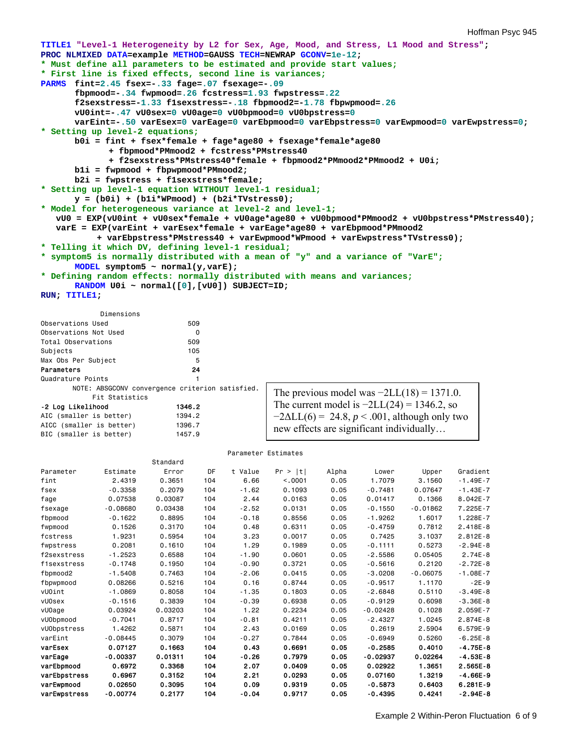```
TITLE1 "Level-1 Heterogeneity by L2 for Sex, Age, Mood, and Stress, L1 Mood and Stress";
PROC NLMIXED DATA=example METHOD=GAUSS TECH=NEWRAP GCONV=1e-12;
* Must define all parameters to be estimated and provide start values;
* First line is fixed effects, second line is variances;
PARMS  fint=2.45 fsex=-.33 fage=.07 fsexage=-.09
       fbpmood=-.34 fwpmood=.26 fcstress=1.93 fwpstress=.22
       f2sexstress=-1.33 f1sexstress=-.18 fbpmood2=-1.78 fbpwpmood=.26
       vU0int=-.47 vU0sex=0 vU0age=0 vU0bpmood=0 vU0bpstress=0
       varEint=-.50 varEsex=0 varEage=0 varEbpmood=0 varEbpstress=0 varEwpmood=0 varEwpstress=0;
* Setting up level-2 equations;
       b0i = fint + fsex*female + fage*age80 + fsexage*female*age80
             + fbpmood*PMmood2 + fcstress*PMstress40
             + f2sexstress*PMstress40*female + fbpmood2*PMmood2*PMmood2 + U0i;
       b1i = fwpmood + fbpwpmood*PMmood2;
       b2i = fwpstress + f1sexstress*female;
* Setting up level-1 equation WITHOUT level-1 residual;
       y = (b0i) + (b1i*WPmood) + (b2i*TVstress0);
* Model for heterogeneous variance at level-2 and level-1;
   vU0 = EXP(vU0int + vU0sex*female + vU0age*age80 + vU0bpmood*PMmood2 + vU0bpstress*PMstress40);
   varE = EXP(varEint + varEsex*female + varEage*age80 + varEbpmood*PMmood2
          + varEbpstress*PMstress40 + varEwpmood*WPmood + varEwpstress*TVstress0);
* Telling it which DV, defining level-1 residual;
* symptom5 is normally distributed with a mean of "y" and a variance of "VarE";
       MODEL symptom5 ~ normal(y,varE);
* Defining random effects: normally distributed with means and variances;
       RANDOM U0i ~ normal([0],[vU0]) SUBJECT=ID;
RUN; TITLE1;
```

```
              Dimensions
Observations Used                 509
Observations Not Used               0
Total Observations                509
Subjects                          105
Max Obs Per Subject                 5
Parameters                         24
Quadrature Points                   1
      NOTE: ABSGCONV convergence criterion satisfied.
             Fit Statistics
-2 Log Likelihood                1346.2
AIC (smaller is better)          1394.2
AICC (smaller is better)         1396.7
BIC (smaller is better)          1457.9
```

The previous model was $-2LL(18) = 1371.0$. The current model is $-2LL(24) = 1346.2$, so $-2\Delta LL(6) = 24.8$, $p < .001$, although only two new effects are significant individually…

Parameter Estimates

| Parameter | Estimate | Standard Error | DF | t Value | Pr > \|t\| | Alpha | Lower | Upper | Gradient |
|---|---|---|---|---|---|---|---|---|---|
| fint | 2.4319 | 0.3651 | 104 | 6.66 | <.0001 | 0.05 | 1.7079 | 3.1560 | -1.49E-7 |
| fsex | -0.3358 | 0.2079 | 104 | -1.62 | 0.1093 | 0.05 | -0.7481 | 0.07647 | -1.43E-7 |
| fage | 0.07538 | 0.03087 | 104 | 2.44 | 0.0163 | 0.05 | 0.01417 | 0.1366 | 8.042E-7 |
| fsexage | -0.08680 | 0.03438 | 104 | -2.52 | 0.0131 | 0.05 | -0.1550 | -0.01862 | 7.225E-7 |
| fbpmood | -0.1622 | 0.8895 | 104 | -0.18 | 0.8556 | 0.05 | -1.9262 | 1.6017 | 1.228E-7 |
| fwpmood | 0.1526 | 0.3170 | 104 | 0.48 | 0.6311 | 0.05 | -0.4759 | 0.7812 | 2.418E-8 |
| fcstress | 1.9231 | 0.5954 | 104 | 3.23 | 0.0017 | 0.05 | 0.7425 | 3.1037 | 2.812E-8 |
| fwpstress | 0.2081 | 0.1610 | 104 | 1.29 | 0.1989 | 0.05 | -0.1111 | 0.5273 | -2.94E-8 |
| f2sexstress | -1.2523 | 0.6588 | 104 | -1.90 | 0.0601 | 0.05 | -2.5586 | 0.05405 | 2.74E-8 |
| f1sexstress | -0.1748 | 0.1950 | 104 | -0.90 | 0.3721 | 0.05 | -0.5616 | 0.2120 | -2.72E-8 |
| fbpmood2 | -1.5408 | 0.7463 | 104 | -2.06 | 0.0415 | 0.05 | -3.0208 | -0.06075 | -1.08E-7 |
| fbpwpmood | 0.08266 | 0.5216 | 104 | 0.16 | 0.8744 | 0.05 | -0.9517 | 1.1170 | -2E-9 |
| vU0int | -1.0869 | 0.8058 | 104 | -1.35 | 0.1803 | 0.05 | -2.6848 | 0.5110 | -3.49E-8 |
| vU0sex | -0.1516 | 0.3839 | 104 | -0.39 | 0.6938 | 0.05 | -0.9129 | 0.6098 | -3.36E-8 |
| vU0age | 0.03924 | 0.03203 | 104 | 1.22 | 0.2234 | 0.05 | -0.02428 | 0.1028 | 2.059E-7 |
| vU0bpmood | -0.7041 | 0.8717 | 104 | -0.81 | 0.4211 | 0.05 | -2.4327 | 1.0245 | 2.874E-8 |
| vU0bpstress | 1.4262 | 0.5871 | 104 | 2.43 | 0.0169 | 0.05 | 0.2619 | 2.5904 | 6.579E-9 |
| varEint | -0.08445 | 0.3079 | 104 | -0.27 | 0.7844 | 0.05 | -0.6949 | 0.5260 | -6.25E-8 |
| **varEsex** | **0.07127** | **0.1663** | **104** | **0.43** | **0.6691** | **0.05** | **-0.2585** | **0.4010** | **-4.75E-8** |
| **varEage** | **-0.00337** | **0.01311** | **104** | **-0.26** | **0.7979** | **0.05** | **-0.02937** | **0.02264** | **-4.53E-8** |
| **varEbpmood** | **0.6972** | **0.3368** | **104** | **2.07** | **0.0409** | **0.05** | **0.02922** | **1.3651** | **2.565E-8** |
| **varEbpstress** | **0.6967** | **0.3152** | **104** | **2.21** | **0.0293** | **0.05** | **0.07160** | **1.3219** | **-4.66E-9** |
| **varEwpmood** | **0.02650** | **0.3095** | **104** | **0.09** | **0.9319** | **0.05** | **-0.5873** | **0.6403** | **6.281E-9** |
| **varEwpstress** | **-0.00774** | **0.2177** | **104** | **-0.04** | **0.9717** | **0.05** | **-0.4395** | **0.4241** | **-2.94E-8** |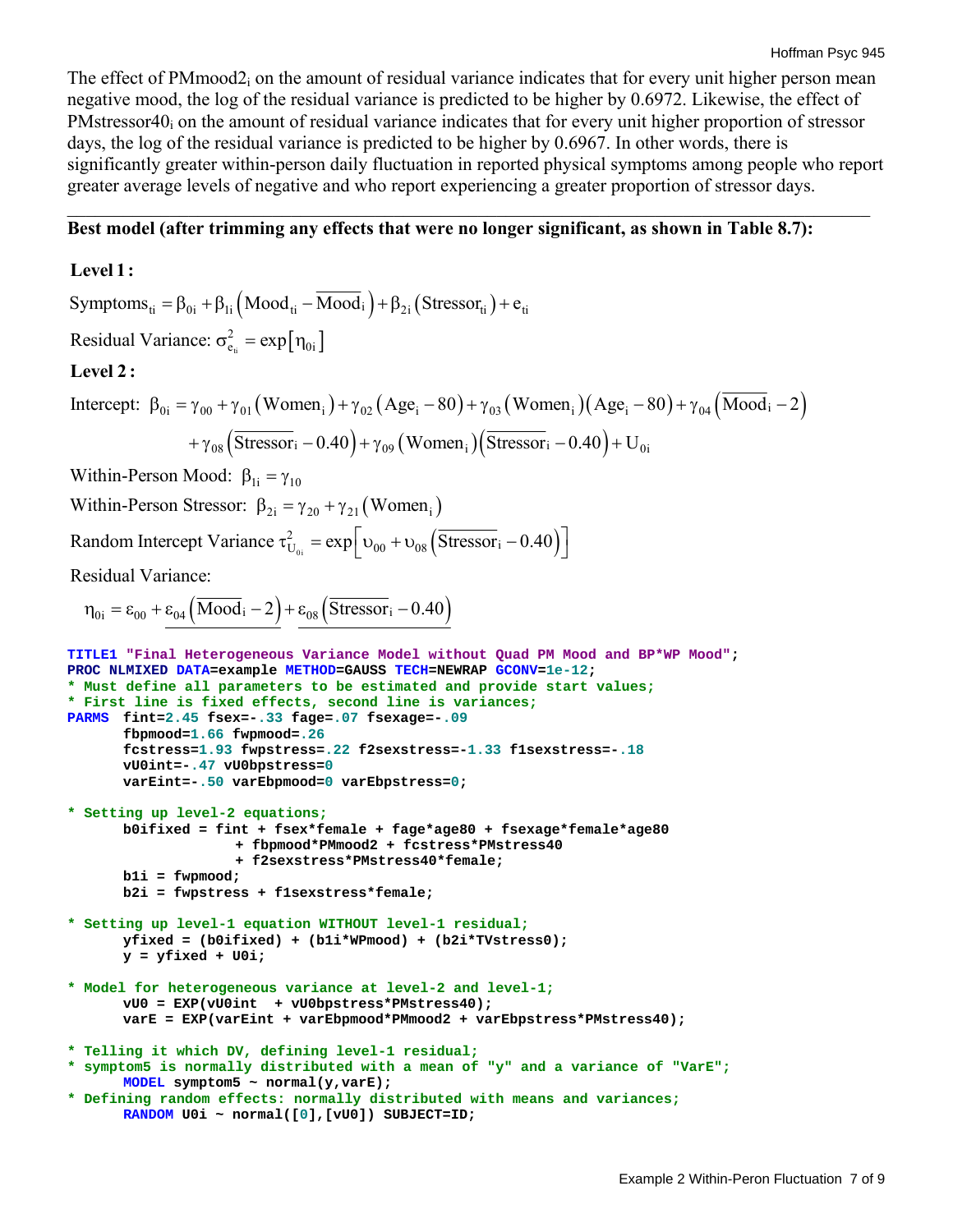The effect of $PMmood2_i$ on the amount of residual variance indicates that for every unit higher person mean negative mood, the log of the residual variance is predicted to be higher by 0.6972. Likewise, the effect of $PMstressor40_i$ on the amount of residual variance indicates that for every unit higher proportion of stressor days, the log of the residual variance is predicted to be higher by 0.6967. In other words, there is significantly greater within-person daily fluctuation in reported physical symptoms among people who report greater average levels of negative and who report experiencing a greater proportion of stressor days.

---

**Best model (after trimming any effects that were no longer significant, as shown in Table 8.7):**

**Level 1 :**

$$\text{Symptoms}_{ti} = \beta_{0i} + \beta_{1i}\left(\text{Mood}_{ti} - \overline{\text{Mood}}_i\right) + \beta_{2i}\left(\text{Stressor}_{ti}\right) + e_{ti}$$

$$\text{Residual Variance: } \sigma^2_{e_{ti}} = \exp\left[\eta_{0i}\right]$$

**Level 2 :**

$$\text{Intercept: } \beta_{0i} = \gamma_{00} + \gamma_{01}\left(\text{Women}_i\right) + \gamma_{02}\left(\text{Age}_i - 80\right) + \gamma_{03}\left(\text{Women}_i\right)\left(\text{Age}_i - 80\right) + \gamma_{04}\left(\overline{\text{Mood}}_i - 2\right)$$
$$+ \gamma_{08}\left(\overline{\text{Stressor}}_i - 0.40\right) + \gamma_{09}\left(\text{Women}_i\right)\left(\overline{\text{Stressor}}_i - 0.40\right) + U_{0i}$$

$$\text{Within-Person Mood: } \beta_{1i} = \gamma_{10}$$

$$\text{Within-Person Stressor: } \beta_{2i} = \gamma_{20} + \gamma_{21}\left(\text{Women}_i\right)$$

$$\text{Random Intercept Variance } \tau^2_{U_{0i}} = \exp\left[\upsilon_{00} + \upsilon_{08}\left(\overline{\text{Stressor}}_i - 0.40\right)\right]$$

Residual Variance:

$$\eta_{0i} = \varepsilon_{00} + \underline{\varepsilon_{04}\left(\overline{\text{Mood}}_i - 2\right)} + \underline{\varepsilon_{08}\left(\overline{\text{Stressor}}_i - 0.40\right)}$$

```
TITLE1 "Final Heterogeneous Variance Model without Quad PM Mood and BP*WP Mood";
PROC NLMIXED DATA=example METHOD=GAUSS TECH=NEWRAP GCONV=1e-12;
* Must define all parameters to be estimated and provide start values;
* First line is fixed effects, second line is variances;
PARMS  fint=2.45 fsex=-.33 fage=.07 fsexage=-.09
       fbpmood=1.66 fwpmood=.26
       fcstress=1.93 fwpstress=.22 f2sexstress=-1.33 f1sexstress=-.18
       vU0int=-.47 vU0bpstress=0
       varEint=-.50 varEbpmood=0 varEbpstress=0;

* Setting up level-2 equations;
       b0ifixed = fint + fsex*female + fage*age80 + fsexage*female*age80
                     + fbpmood*PMmood2 + fcstress*PMstress40
                     + f2sexstress*PMstress40*female;
       b1i = fwpmood;
       b2i = fwpstress + f1sexstress*female;

* Setting up level-1 equation WITHOUT level-1 residual;
       yfixed = (b0ifixed) + (b1i*WPmood) + (b2i*TVstress0);
       y = yfixed + U0i;

* Model for heterogeneous variance at level-2 and level-1;
       vU0 = EXP(vU0int  + vU0bpstress*PMstress40);
       varE = EXP(varEint + varEbpmood*PMmood2 + varEbpstress*PMstress40);

* Telling it which DV, defining level-1 residual;
* symptom5 is normally distributed with a mean of "y" and a variance of "VarE";
       MODEL symptom5 ~ normal(y,varE);
* Defining random effects: normally distributed with means and variances;
       RANDOM U0i ~ normal([0],[vU0]) SUBJECT=ID;
```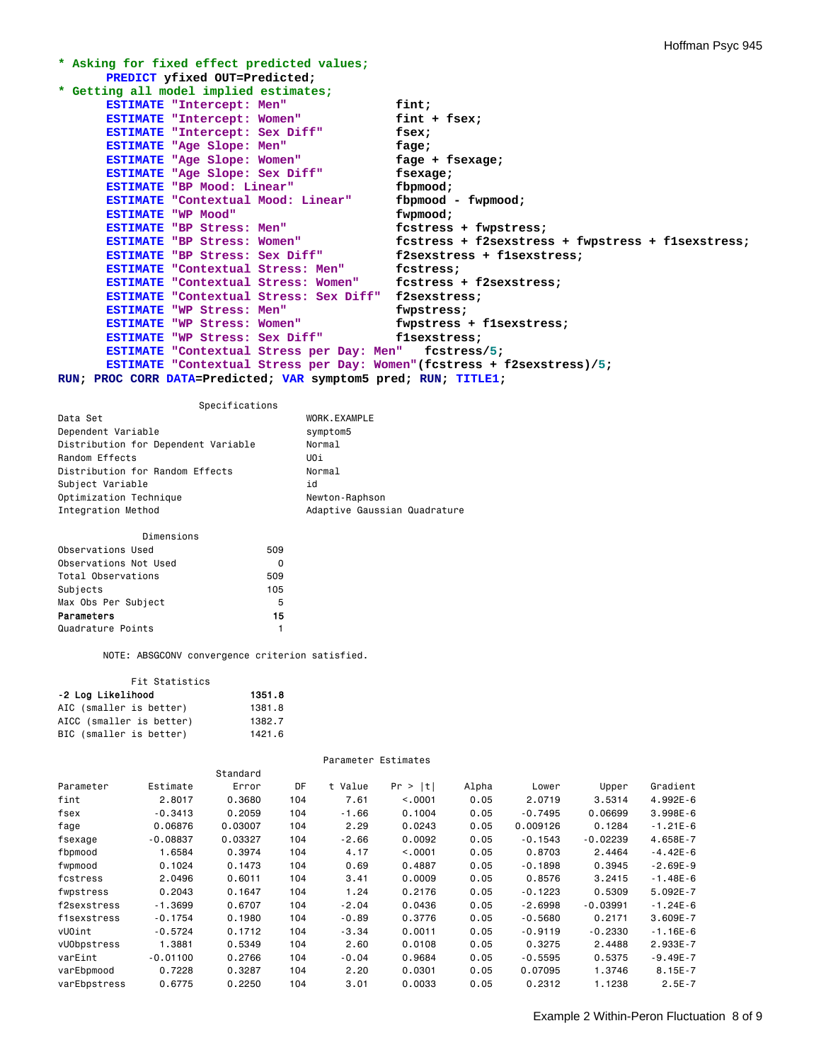```
* Asking for fixed effect predicted values;
      PREDICT yfixed OUT=Predicted;
* Getting all model implied estimates;
      ESTIMATE "Intercept: Men"              fint;
      ESTIMATE "Intercept: Women"            fint + fsex;
      ESTIMATE "Intercept: Sex Diff"         fsex;
      ESTIMATE "Age Slope: Men"              fage;
      ESTIMATE "Age Slope: Women"            fage + fsexage;
      ESTIMATE "Age Slope: Sex Diff"         fsexage;
      ESTIMATE "BP Mood: Linear"             fbpmood;
      ESTIMATE "Contextual Mood: Linear"     fbpmood - fwpmood;
      ESTIMATE "WP Mood"                     fwpmood;
      ESTIMATE "BP Stress: Men"              fcstress + fwpstress;
      ESTIMATE "BP Stress: Women"            fcstress + f2sexstress + fwpstress + f1sexstress;
      ESTIMATE "BP Stress: Sex Diff"         f2sexstress + f1sexstress;
      ESTIMATE "Contextual Stress: Men"      fcstress;
      ESTIMATE "Contextual Stress: Women"    fcstress + f2sexstress;
      ESTIMATE "Contextual Stress: Sex Diff" f2sexstress;
      ESTIMATE "WP Stress: Men"              fwpstress;
      ESTIMATE "WP Stress: Women"            fwpstress + f1sexstress;
      ESTIMATE "WP Stress: Sex Diff"         f1sexstress;
      ESTIMATE "Contextual Stress per Day: Men"   fcstress/5;
      ESTIMATE "Contextual Stress per Day: Women"(fcstress + f2sexstress)/5;
RUN; PROC CORR DATA=Predicted; VAR symptom5 pred; RUN; TITLE1;
```

Specifications

| | |
|---|---|
| Data Set | WORK.EXAMPLE |
| Dependent Variable | symptom5 |
| Distribution for Dependent Variable | Normal |
| Random Effects | U0i |
| Distribution for Random Effects | Normal |
| Subject Variable | id |
| Optimization Technique | Newton-Raphson |
| Integration Method | Adaptive Gaussian Quadrature |

Dimensions

| | |
|---|---|
| Observations Used | 509 |
| Observations Not Used | 0 |
| Total Observations | 509 |
| Subjects | 105 |
| Max Obs Per Subject | 5 |
| **Parameters** | **15** |
| Quadrature Points | 1 |

NOTE: ABSGCONV convergence criterion satisfied.

Fit Statistics

| | |
|---|---|
| **-2 Log Likelihood** | **1351.8** |
| AIC (smaller is better) | 1381.8 |
| AICC (smaller is better) | 1382.7 |
| BIC (smaller is better) | 1421.6 |

Parameter Estimates

| Parameter | Estimate | Standard Error | DF | t Value | Pr > \|t\| | Alpha | Lower | Upper | Gradient |
|---|---|---|---|---|---|---|---|---|---|
| fint | 2.8017 | 0.3680 | 104 | 7.61 | <.0001 | 0.05 | 2.0719 | 3.5314 | 4.992E-6 |
| fsex | -0.3413 | 0.2059 | 104 | -1.66 | 0.1004 | 0.05 | -0.7495 | 0.06699 | 3.998E-6 |
| fage | 0.06876 | 0.03007 | 104 | 2.29 | 0.0243 | 0.05 | 0.009126 | 0.1284 | -1.21E-6 |
| fsexage | -0.08837 | 0.03327 | 104 | -2.66 | 0.0092 | 0.05 | -0.1543 | -0.02239 | 4.658E-7 |
| fbpmood | 1.6584 | 0.3974 | 104 | 4.17 | <.0001 | 0.05 | 0.8703 | 2.4464 | -4.42E-6 |
| fwpmood | 0.1024 | 0.1473 | 104 | 0.69 | 0.4887 | 0.05 | -0.1898 | 0.3945 | -2.69E-9 |
| fcstress | 2.0496 | 0.6011 | 104 | 3.41 | 0.0009 | 0.05 | 0.8576 | 3.2415 | -1.48E-6 |
| fwpstress | 0.2043 | 0.1647 | 104 | 1.24 | 0.2176 | 0.05 | -0.1223 | 0.5309 | 5.092E-7 |
| f2sexstress | -1.3699 | 0.6707 | 104 | -2.04 | 0.0436 | 0.05 | -2.6998 | -0.03991 | -1.24E-6 |
| f1sexstress | -0.1754 | 0.1980 | 104 | -0.89 | 0.3776 | 0.05 | -0.5680 | 0.2171 | 3.609E-7 |
| vU0int | -0.5724 | 0.1712 | 104 | -3.34 | 0.0011 | 0.05 | -0.9119 | -0.2330 | -1.16E-6 |
| vU0bpstress | 1.3881 | 0.5349 | 104 | 2.60 | 0.0108 | 0.05 | 0.3275 | 2.4488 | 2.933E-7 |
| varEint | -0.01100 | 0.2766 | 104 | -0.04 | 0.9684 | 0.05 | -0.5595 | 0.5375 | -9.49E-7 |
| varEbpmood | 0.7228 | 0.3287 | 104 | 2.20 | 0.0301 | 0.05 | 0.07095 | 1.3746 | 8.15E-7 |
| varEbpstress | 0.6775 | 0.2250 | 104 | 3.01 | 0.0033 | 0.05 | 0.2312 | 1.1238 | 2.5E-7 |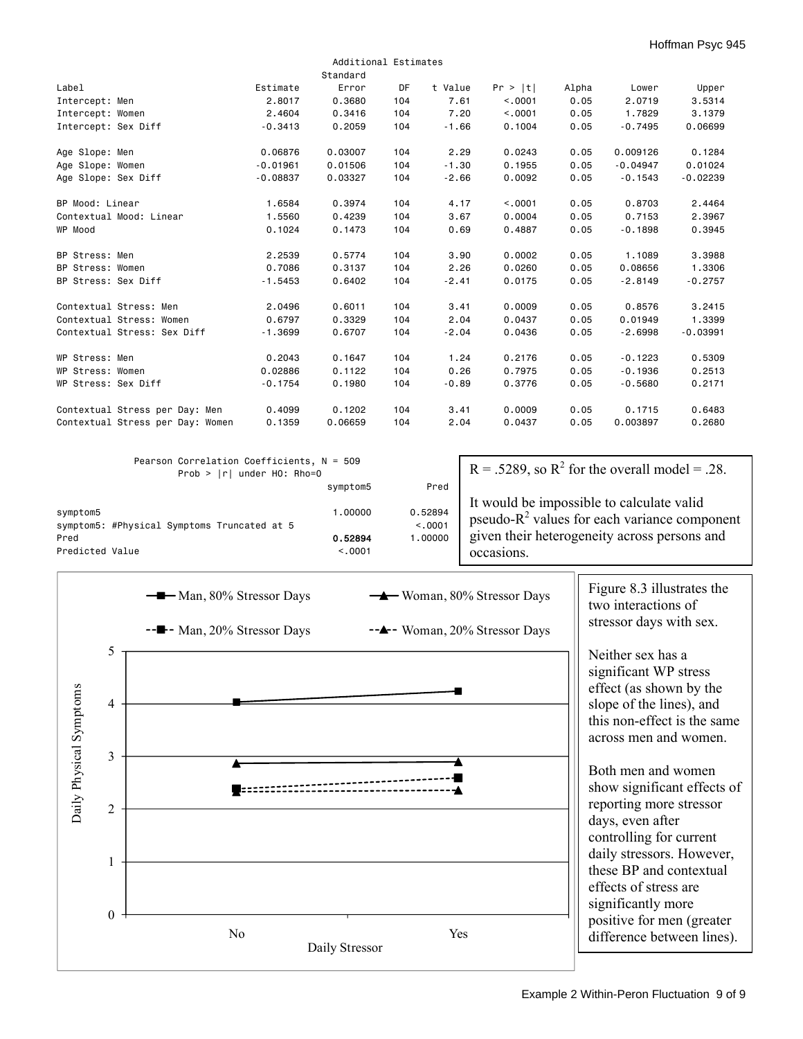Additional Estimates

| Label | Estimate | Standard Error | DF | t Value | Pr > \|t\| | Alpha | Lower | Upper |
|---|---|---|---|---|---|---|---|---|
| Intercept: Men | 2.8017 | 0.3680 | 104 | 7.61 | <.0001 | 0.05 | 2.0719 | 3.5314 |
| Intercept: Women | 2.4604 | 0.3416 | 104 | 7.20 | <.0001 | 0.05 | 1.7829 | 3.1379 |
| Intercept: Sex Diff | -0.3413 | 0.2059 | 104 | -1.66 | 0.1004 | 0.05 | -0.7495 | 0.06699 |
| Age Slope: Men | 0.06876 | 0.03007 | 104 | 2.29 | 0.0243 | 0.05 | 0.009126 | 0.1284 |
| Age Slope: Women | -0.01961 | 0.01506 | 104 | -1.30 | 0.1955 | 0.05 | -0.04947 | 0.01024 |
| Age Slope: Sex Diff | -0.08837 | 0.03327 | 104 | -2.66 | 0.0092 | 0.05 | -0.1543 | -0.02239 |
| BP Mood: Linear | 1.6584 | 0.3974 | 104 | 4.17 | <.0001 | 0.05 | 0.8703 | 2.4464 |
| Contextual Mood: Linear | 1.5560 | 0.4239 | 104 | 3.67 | 0.0004 | 0.05 | 0.7153 | 2.3967 |
| WP Mood | 0.1024 | 0.1473 | 104 | 0.69 | 0.4887 | 0.05 | -0.1898 | 0.3945 |
| BP Stress: Men | 2.2539 | 0.5774 | 104 | 3.90 | 0.0002 | 0.05 | 1.1089 | 3.3988 |
| BP Stress: Women | 0.7086 | 0.3137 | 104 | 2.26 | 0.0260 | 0.05 | 0.08656 | 1.3306 |
| BP Stress: Sex Diff | -1.5453 | 0.6402 | 104 | -2.41 | 0.0175 | 0.05 | -2.8149 | -0.2757 |
| Contextual Stress: Men | 2.0496 | 0.6011 | 104 | 3.41 | 0.0009 | 0.05 | 0.8576 | 3.2415 |
| Contextual Stress: Women | 0.6797 | 0.3329 | 104 | 2.04 | 0.0437 | 0.05 | 0.01949 | 1.3399 |
| Contextual Stress: Sex Diff | -1.3699 | 0.6707 | 104 | -2.04 | 0.0436 | 0.05 | -2.6998 | -0.03991 |
| WP Stress: Men | 0.2043 | 0.1647 | 104 | 1.24 | 0.2176 | 0.05 | -0.1223 | 0.5309 |
| WP Stress: Women | 0.02886 | 0.1122 | 104 | 0.26 | 0.7975 | 0.05 | -0.1936 | 0.2513 |
| WP Stress: Sex Diff | -0.1754 | 0.1980 | 104 | -0.89 | 0.3776 | 0.05 | -0.5680 | 0.2171 |
| Contextual Stress per Day: Men | 0.4099 | 0.1202 | 104 | 3.41 | 0.0009 | 0.05 | 0.1715 | 0.6483 |
| Contextual Stress per Day: Women | 0.1359 | 0.06659 | 104 | 2.04 | 0.0437 | 0.05 | 0.003897 | 0.2680 |

Pearson Correlation Coefficients, N = 509
Prob > |r| under H0: Rho=0

| | symptom5 | Pred |
|---|---|---|
| symptom5<br>symptom5: #Physical Symptoms Truncated at 5 | 1.00000 | 0.52894<br><.0001 |
| Pred<br>Predicted Value | **0.52894**<br><.0001 | 1.00000 |

$R = .5289$, so $R^2$ for the overall model = .28.

It would be impossible to calculate valid pseudo-$R^2$ values for each variance component given their heterogeneity across persons and occasions.

Man, 80% Stressor Days
Woman, 80% Stressor Days
Man, 20% Stressor Days
Woman, 20% Stressor Days
Daily Physical Symptoms
0
1
2
3
4
5
No
Yes
Daily Stressor

Figure 8.3 illustrates the two interactions of stressor days with sex.

Neither sex has a significant WP stress effect (as shown by the slope of the lines), and this non-effect is the same across men and women.

Both men and women show significant effects of reporting more stressor days, even after controlling for current daily stressors. However, these BP and contextual effects of stress are significantly more positive for men (greater difference between lines).